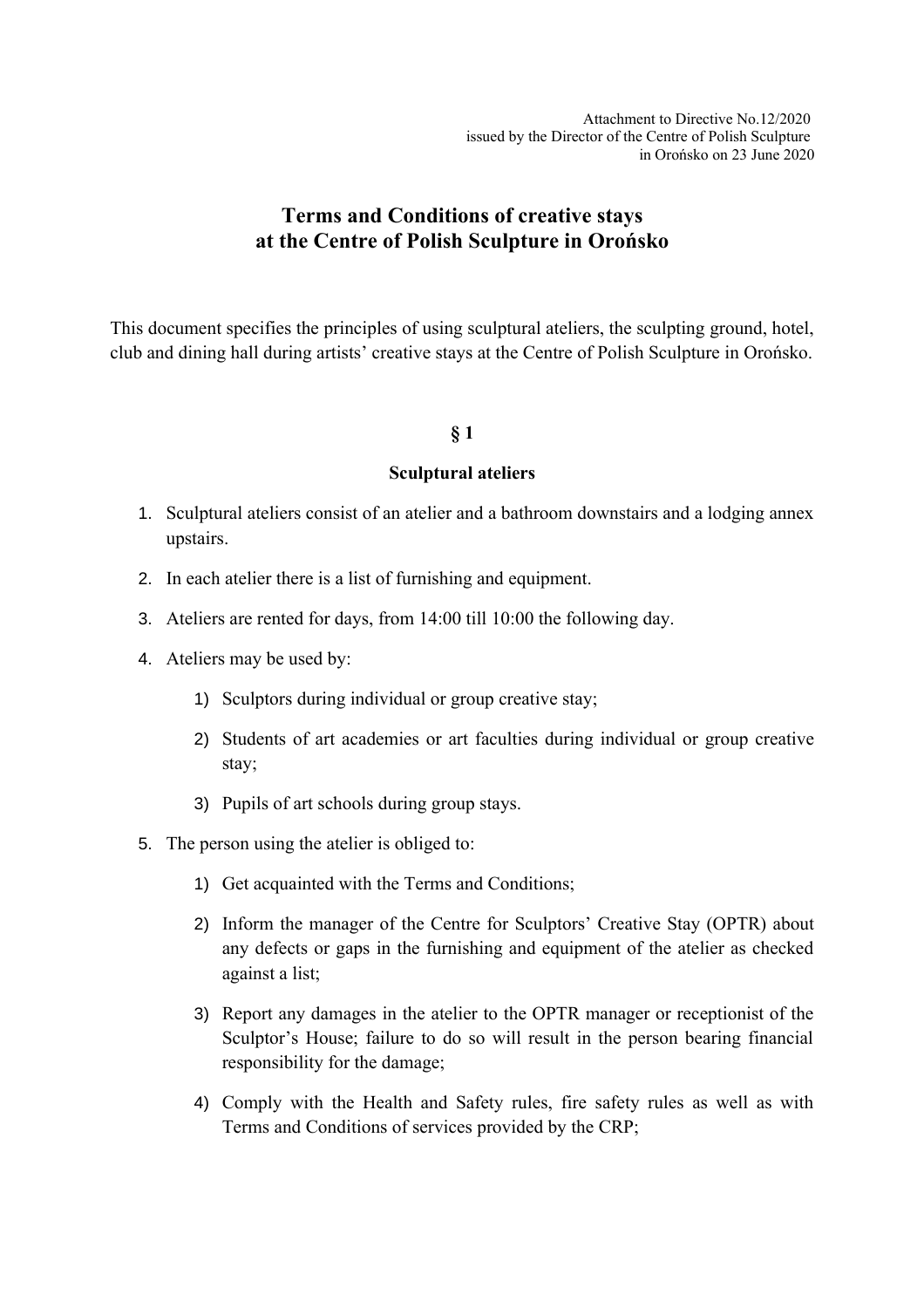Attachment to Directive No.12/2020
issued by the Director of the Centre of Polish Sculpture
in Orońsko on 23 June 2020

# Terms and Conditions of creative stays at the Centre of Polish Sculpture in Orońsko

This document specifies the principles of using sculptural ateliers, the sculpting ground, hotel, club and dining hall during artists' creative stays at the Centre of Polish Sculpture in Orońsko.

## § 1

### Sculptural ateliers

1. Sculptural ateliers consist of an atelier and a bathroom downstairs and a lodging annex upstairs.
2. In each atelier there is a list of furnishing and equipment.
3. Ateliers are rented for days, from 14:00 till 10:00 the following day.
4. Ateliers may be used by:
   1) Sculptors during individual or group creative stay;
   2) Students of art academies or art faculties during individual or group creative stay;
   3) Pupils of art schools during group stays.
5. The person using the atelier is obliged to:
   1) Get acquainted with the Terms and Conditions;
   2) Inform the manager of the Centre for Sculptors' Creative Stay (OPTR) about any defects or gaps in the furnishing and equipment of the atelier as checked against a list;
   3) Report any damages in the atelier to the OPTR manager or receptionist of the Sculptor's House; failure to do so will result in the person bearing financial responsibility for the damage;
   4) Comply with the Health and Safety rules, fire safety rules as well as with Terms and Conditions of services provided by the CRP;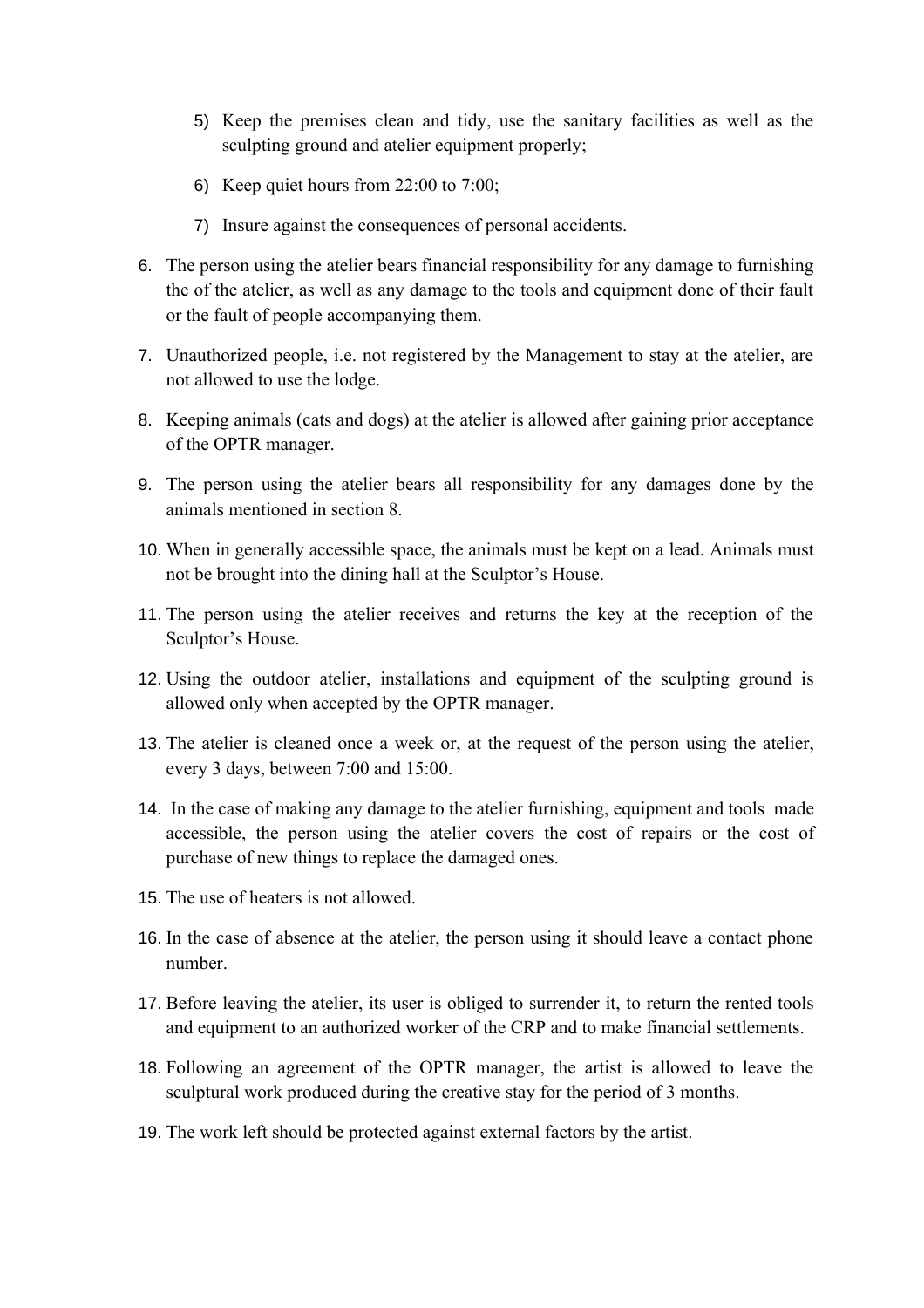5) Keep the premises clean and tidy, use the sanitary facilities as well as the sculpting ground and atelier equipment properly;
6) Keep quiet hours from 22:00 to 7:00;
7) Insure against the consequences of personal accidents.

6. The person using the atelier bears financial responsibility for any damage to furnishing the of the atelier, as well as any damage to the tools and equipment done of their fault or the fault of people accompanying them.
7. Unauthorized people, i.e. not registered by the Management to stay at the atelier, are not allowed to use the lodge.
8. Keeping animals (cats and dogs) at the atelier is allowed after gaining prior acceptance of the OPTR manager.
9. The person using the atelier bears all responsibility for any damages done by the animals mentioned in section 8.
10. When in generally accessible space, the animals must be kept on a lead. Animals must not be brought into the dining hall at the Sculptor's House.
11. The person using the atelier receives and returns the key at the reception of the Sculptor's House.
12. Using the outdoor atelier, installations and equipment of the sculpting ground is allowed only when accepted by the OPTR manager.
13. The atelier is cleaned once a week or, at the request of the person using the atelier, every 3 days, between 7:00 and 15:00.
14. In the case of making any damage to the atelier furnishing, equipment and tools made accessible, the person using the atelier covers the cost of repairs or the cost of purchase of new things to replace the damaged ones.
15. The use of heaters is not allowed.
16. In the case of absence at the atelier, the person using it should leave a contact phone number.
17. Before leaving the atelier, its user is obliged to surrender it, to return the rented tools and equipment to an authorized worker of the CRP and to make financial settlements.
18. Following an agreement of the OPTR manager, the artist is allowed to leave the sculptural work produced during the creative stay for the period of 3 months.
19. The work left should be protected against external factors by the artist.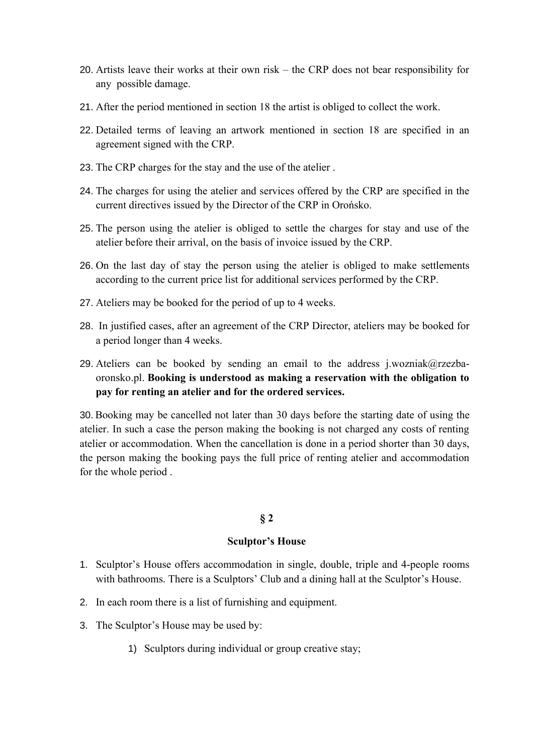20. Artists leave their works at their own risk – the CRP does not bear responsibility for any possible damage.
21. After the period mentioned in section 18 the artist is obliged to collect the work.
22. Detailed terms of leaving an artwork mentioned in section 18 are specified in an agreement signed with the CRP.
23. The CRP charges for the stay and the use of the atelier .
24. The charges for using the atelier and services offered by the CRP are specified in the current directives issued by the Director of the CRP in Orońsko.
25. The person using the atelier is obliged to settle the charges for stay and use of the atelier before their arrival, on the basis of invoice issued by the CRP.
26. On the last day of stay the person using the atelier is obliged to make settlements according to the current price list for additional services performed by the CRP.
27. Ateliers may be booked for the period of up to 4 weeks.
28. In justified cases, after an agreement of the CRP Director, ateliers may be booked for a period longer than 4 weeks.
29. Ateliers can be booked by sending an email to the address j.wozniak@rzezba-oronsko.pl. **Booking is understood as making a reservation with the obligation to pay for renting an atelier and for the ordered services.**
30. Booking may be cancelled not later than 30 days before the starting date of using the atelier. In such a case the person making the booking is not charged any costs of renting atelier or accommodation. When the cancellation is done in a period shorter than 30 days, the person making the booking pays the full price of renting atelier and accommodation for the whole period .

## § 2

### Sculptor's House

1. Sculptor's House offers accommodation in single, double, triple and 4-people rooms with bathrooms. There is a Sculptors' Club and a dining hall at the Sculptor's House.
2. In each room there is a list of furnishing and equipment.
3. The Sculptor's House may be used by:
    1) Sculptors during individual or group creative stay;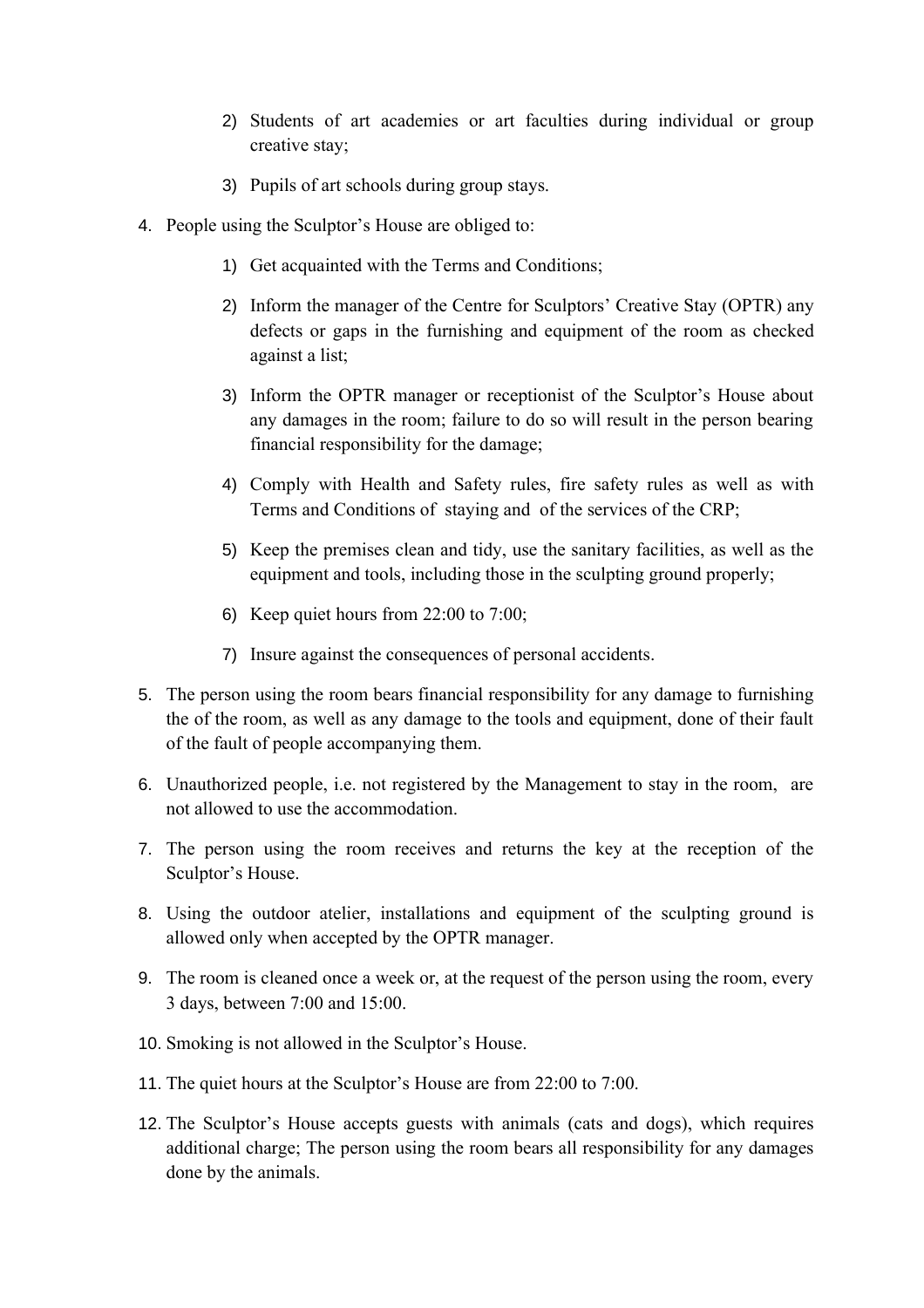2) Students of art academies or art faculties during individual or group creative stay;

3) Pupils of art schools during group stays.

4. People using the Sculptor's House are obliged to:

   1) Get acquainted with the Terms and Conditions;

   2) Inform the manager of the Centre for Sculptors' Creative Stay (OPTR) any defects or gaps in the furnishing and equipment of the room as checked against a list;

   3) Inform the OPTR manager or receptionist of the Sculptor's House about any damages in the room; failure to do so will result in the person bearing financial responsibility for the damage;

   4) Comply with Health and Safety rules, fire safety rules as well as with Terms and Conditions of staying and of the services of the CRP;

   5) Keep the premises clean and tidy, use the sanitary facilities, as well as the equipment and tools, including those in the sculpting ground properly;

   6) Keep quiet hours from 22:00 to 7:00;

   7) Insure against the consequences of personal accidents.

5. The person using the room bears financial responsibility for any damage to furnishing the of the room, as well as any damage to the tools and equipment, done of their fault of the fault of people accompanying them.

6. Unauthorized people, i.e. not registered by the Management to stay in the room, are not allowed to use the accommodation.

7. The person using the room receives and returns the key at the reception of the Sculptor's House.

8. Using the outdoor atelier, installations and equipment of the sculpting ground is allowed only when accepted by the OPTR manager.

9. The room is cleaned once a week or, at the request of the person using the room, every 3 days, between 7:00 and 15:00.

10. Smoking is not allowed in the Sculptor's House.

11. The quiet hours at the Sculptor's House are from 22:00 to 7:00.

12. The Sculptor's House accepts guests with animals (cats and dogs), which requires additional charge; The person using the room bears all responsibility for any damages done by the animals.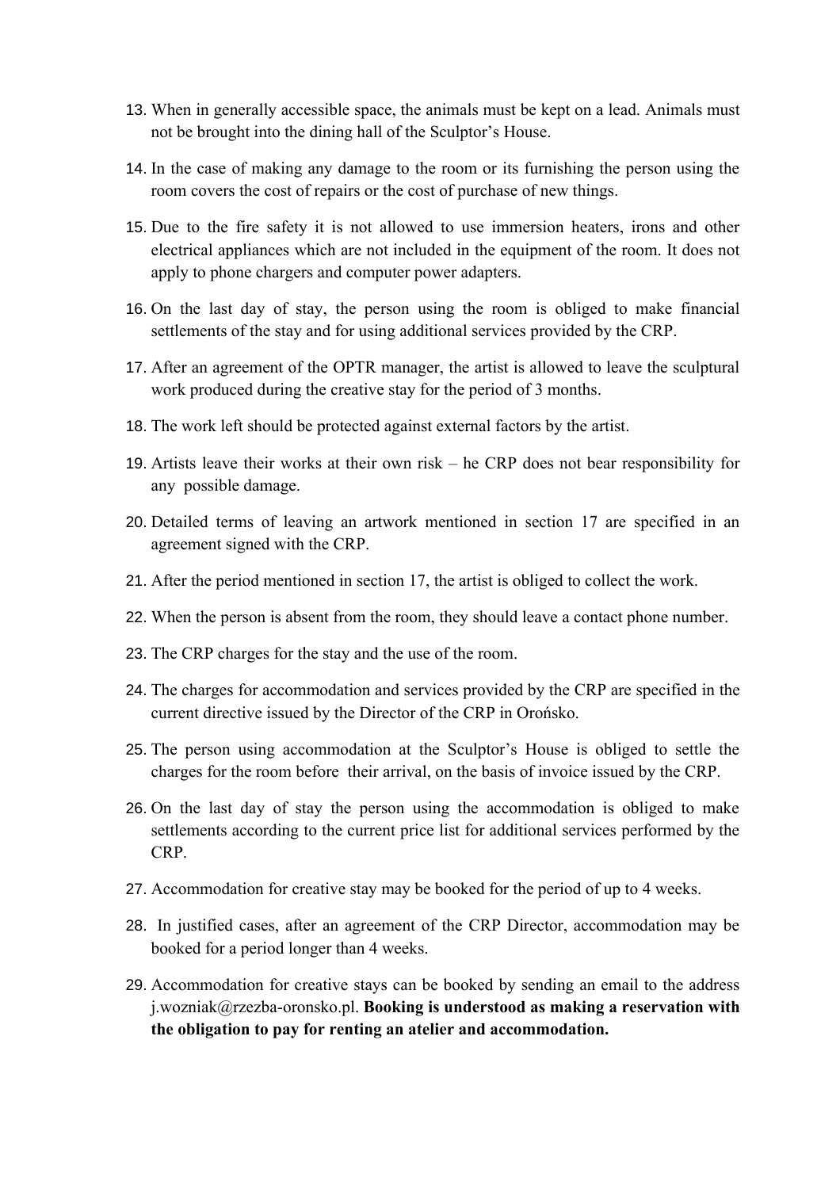13. When in generally accessible space, the animals must be kept on a lead. Animals must not be brought into the dining hall of the Sculptor's House.
14. In the case of making any damage to the room or its furnishing the person using the room covers the cost of repairs or the cost of purchase of new things.
15. Due to the fire safety it is not allowed to use immersion heaters, irons and other electrical appliances which are not included in the equipment of the room. It does not apply to phone chargers and computer power adapters.
16. On the last day of stay, the person using the room is obliged to make financial settlements of the stay and for using additional services provided by the CRP.
17. After an agreement of the OPTR manager, the artist is allowed to leave the sculptural work produced during the creative stay for the period of 3 months.
18. The work left should be protected against external factors by the artist.
19. Artists leave their works at their own risk – he CRP does not bear responsibility for any possible damage.
20. Detailed terms of leaving an artwork mentioned in section 17 are specified in an agreement signed with the CRP.
21. After the period mentioned in section 17, the artist is obliged to collect the work.
22. When the person is absent from the room, they should leave a contact phone number.
23. The CRP charges for the stay and the use of the room.
24. The charges for accommodation and services provided by the CRP are specified in the current directive issued by the Director of the CRP in Orońsko.
25. The person using accommodation at the Sculptor's House is obliged to settle the charges for the room before their arrival, on the basis of invoice issued by the CRP.
26. On the last day of stay the person using the accommodation is obliged to make settlements according to the current price list for additional services performed by the CRP.
27. Accommodation for creative stay may be booked for the period of up to 4 weeks.
28. In justified cases, after an agreement of the CRP Director, accommodation may be booked for a period longer than 4 weeks.
29. Accommodation for creative stays can be booked by sending an email to the address j.wozniak@rzezba-oronsko.pl. **Booking is understood as making a reservation with the obligation to pay for renting an atelier and accommodation.**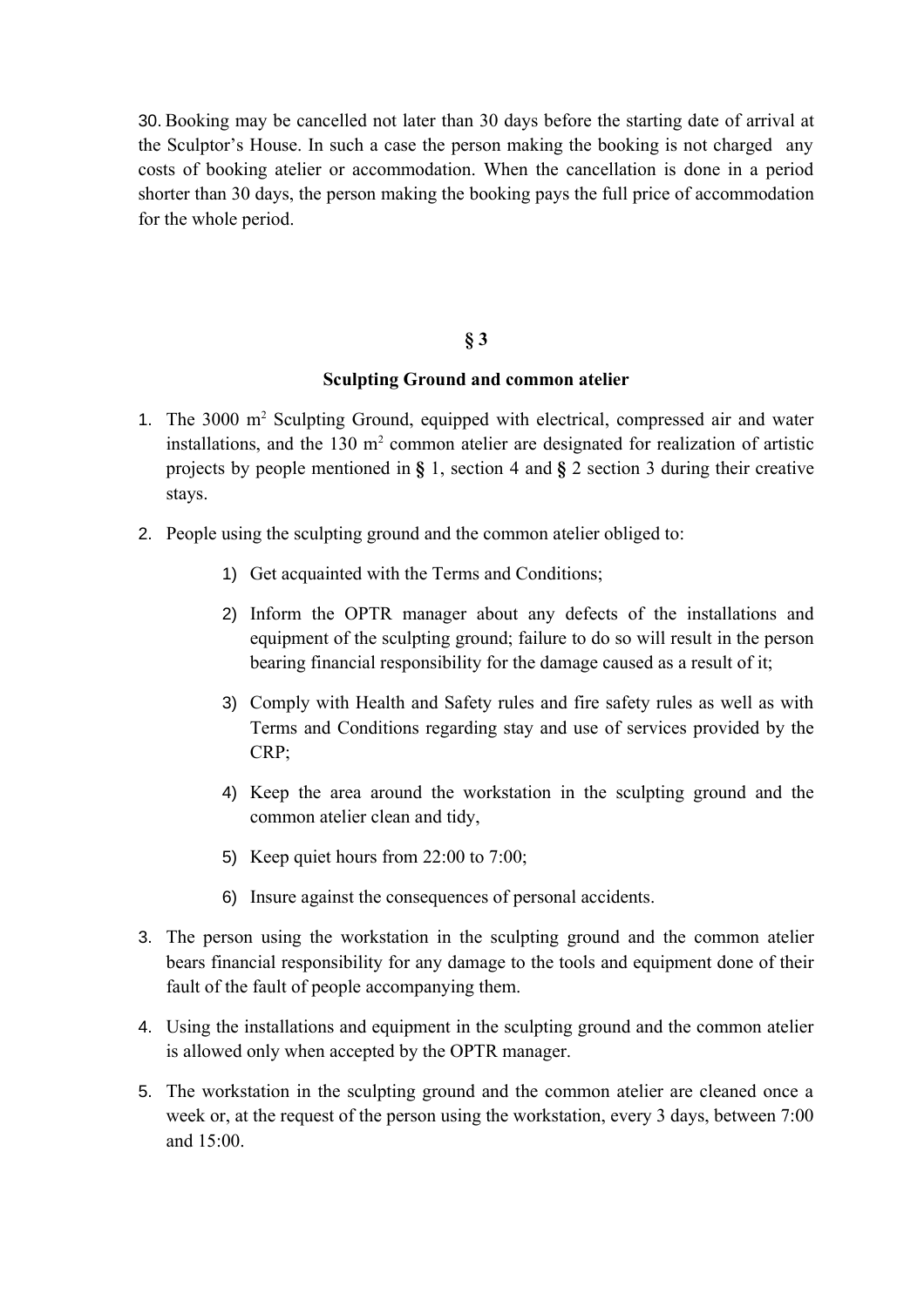30. Booking may be cancelled not later than 30 days before the starting date of arrival at the Sculptor's House. In such a case the person making the booking is not charged any costs of booking atelier or accommodation. When the cancellation is done in a period shorter than 30 days, the person making the booking pays the full price of accommodation for the whole period.

## § 3

### Sculpting Ground and common atelier

1. The 3000 m$^2$ Sculpting Ground, equipped with electrical, compressed air and water installations, and the 130 m$^2$ common atelier are designated for realization of artistic projects by people mentioned in **§** 1, section 4 and **§** 2 section 3 during their creative stays.
2. People using the sculpting ground and the common atelier obliged to:
    1) Get acquainted with the Terms and Conditions;
    2) Inform the OPTR manager about any defects of the installations and equipment of the sculpting ground; failure to do so will result in the person bearing financial responsibility for the damage caused as a result of it;
    3) Comply with Health and Safety rules and fire safety rules as well as with Terms and Conditions regarding stay and use of services provided by the CRP;
    4) Keep the area around the workstation in the sculpting ground and the common atelier clean and tidy,
    5) Keep quiet hours from 22:00 to 7:00;
    6) Insure against the consequences of personal accidents.
3. The person using the workstation in the sculpting ground and the common atelier bears financial responsibility for any damage to the tools and equipment done of their fault of the fault of people accompanying them.
4. Using the installations and equipment in the sculpting ground and the common atelier is allowed only when accepted by the OPTR manager.
5. The workstation in the sculpting ground and the common atelier are cleaned once a week or, at the request of the person using the workstation, every 3 days, between 7:00 and 15:00.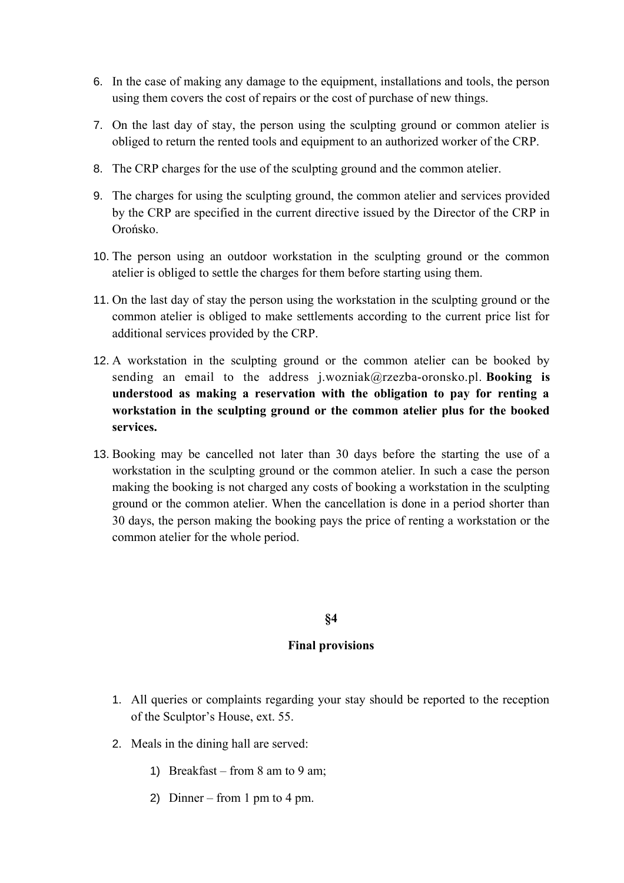6. In the case of making any damage to the equipment, installations and tools, the person using them covers the cost of repairs or the cost of purchase of new things.
7. On the last day of stay, the person using the sculpting ground or common atelier is obliged to return the rented tools and equipment to an authorized worker of the CRP.
8. The CRP charges for the use of the sculpting ground and the common atelier.
9. The charges for using the sculpting ground, the common atelier and services provided by the CRP are specified in the current directive issued by the Director of the CRP in Orońsko.
10. The person using an outdoor workstation in the sculpting ground or the common atelier is obliged to settle the charges for them before starting using them.
11. On the last day of stay the person using the workstation in the sculpting ground or the common atelier is obliged to make settlements according to the current price list for additional services provided by the CRP.
12. A workstation in the sculpting ground or the common atelier can be booked by sending an email to the address j.wozniak@rzezba-oronsko.pl. **Booking is understood as making a reservation with the obligation to pay for renting a workstation in the sculpting ground or the common atelier plus for the booked services.**
13. Booking may be cancelled not later than 30 days before the starting the use of a workstation in the sculpting ground or the common atelier. In such a case the person making the booking is not charged any costs of booking a workstation in the sculpting ground or the common atelier. When the cancellation is done in a period shorter than 30 days, the person making the booking pays the price of renting a workstation or the common atelier for the whole period.

## §4

## Final provisions

1. All queries or complaints regarding your stay should be reported to the reception of the Sculptor's House, ext. 55.
2. Meals in the dining hall are served:
    1) Breakfast – from 8 am to 9 am;
    2) Dinner – from 1 pm to 4 pm.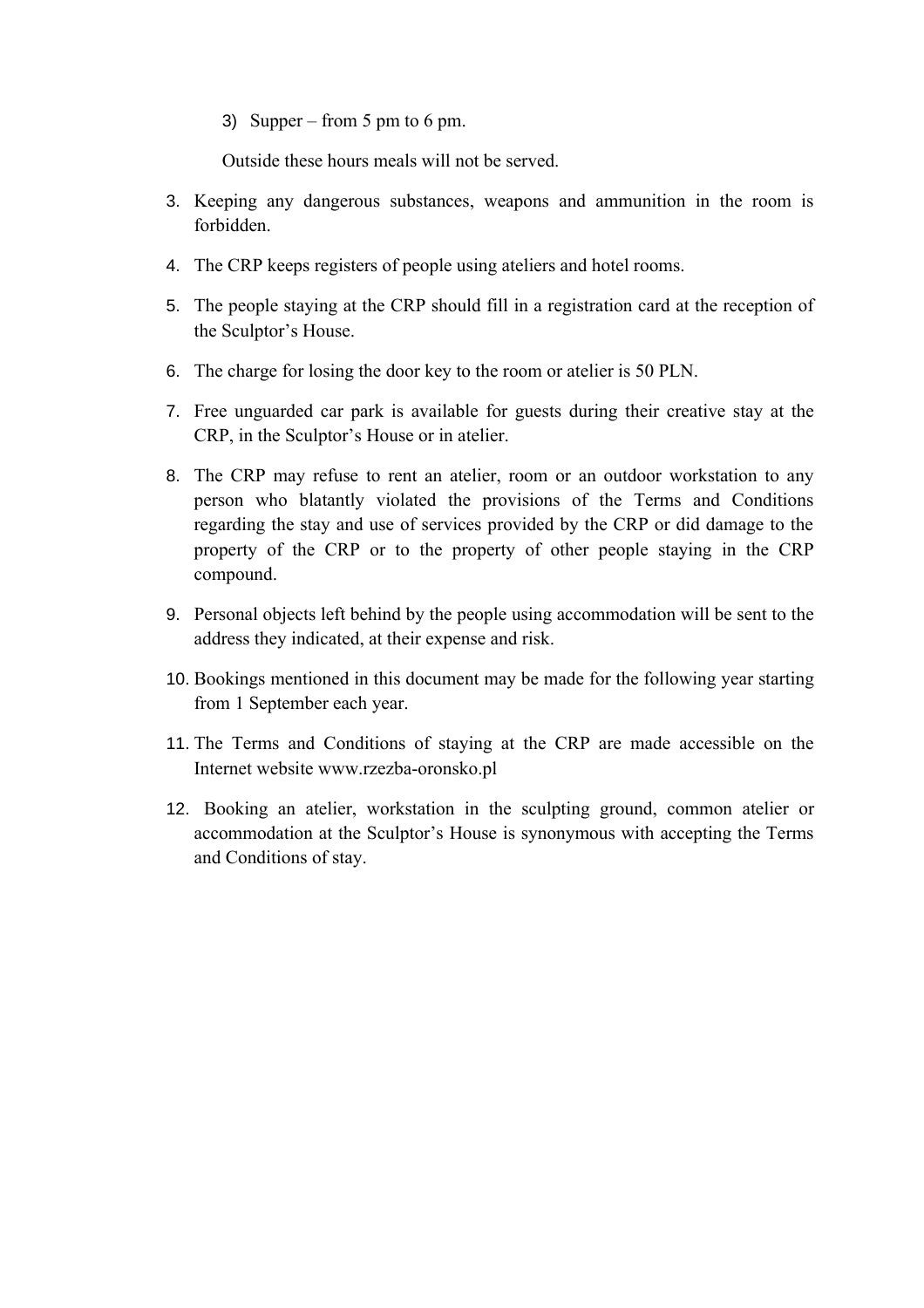3) Supper – from 5 pm to 6 pm.

Outside these hours meals will not be served.

3. Keeping any dangerous substances, weapons and ammunition in the room is forbidden.
4. The CRP keeps registers of people using ateliers and hotel rooms.
5. The people staying at the CRP should fill in a registration card at the reception of the Sculptor's House.
6. The charge for losing the door key to the room or atelier is 50 PLN.
7. Free unguarded car park is available for guests during their creative stay at the CRP, in the Sculptor's House or in atelier.
8. The CRP may refuse to rent an atelier, room or an outdoor workstation to any person who blatantly violated the provisions of the Terms and Conditions regarding the stay and use of services provided by the CRP or did damage to the property of the CRP or to the property of other people staying in the CRP compound.
9. Personal objects left behind by the people using accommodation will be sent to the address they indicated, at their expense and risk.
10. Bookings mentioned in this document may be made for the following year starting from 1 September each year.
11. The Terms and Conditions of staying at the CRP are made accessible on the Internet website www.rzezba-oronsko.pl
12. Booking an atelier, workstation in the sculpting ground, common atelier or accommodation at the Sculptor's House is synonymous with accepting the Terms and Conditions of stay.